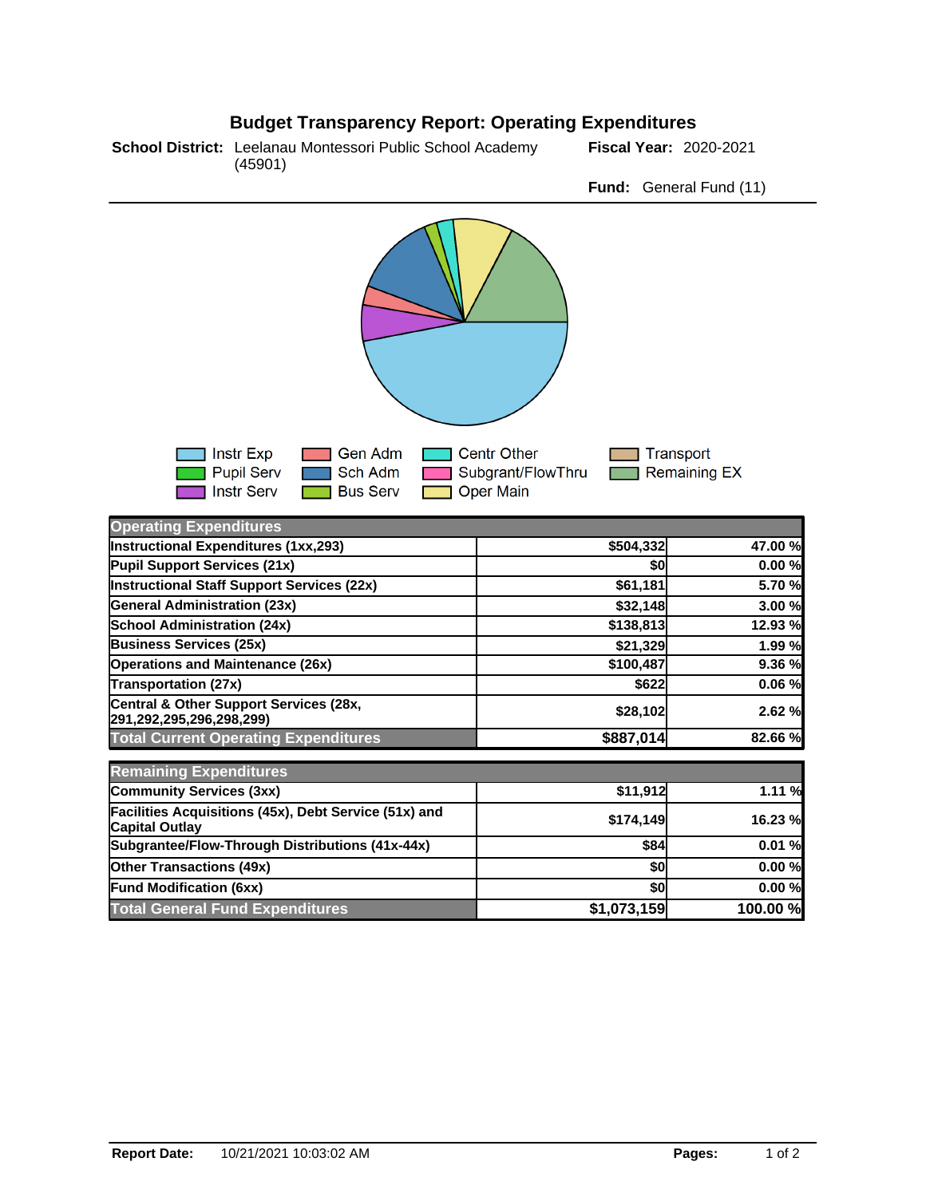# Budget Transparency Report: Operating Expenditures

**School District:** Leelanau Montessori Public School Academy (45901)

**Fiscal Year:** 2020-2021

**Fund:** General Fund (11)

Instr Exp | Gen Adm | Centr Other | Transport
Pupil Serv | Sch Adm | Subgrant/FlowThru | Remaining EX
Instr Serv | Bus Serv | Oper Main

| Operating Expenditures | | |
|---|---|---|
| Instructional Expenditures (1xx,293) | $504,332 | 47.00 % |
| Pupil Support Services (21x) | $0 | 0.00 % |
| Instructional Staff Support Services (22x) | $61,181 | 5.70 % |
| General Administration (23x) | $32,148 | 3.00 % |
| School Administration (24x) | $138,813 | 12.93 % |
| Business Services (25x) | $21,329 | 1.99 % |
| Operations and Maintenance (26x) | $100,487 | 9.36 % |
| Transportation (27x) | $622 | 0.06 % |
| Central & Other Support Services (28x, 291,292,295,296,298,299) | $28,102 | 2.62 % |
| **Total Current Operating Expenditures** | **$887,014** | **82.66 %** |

| Remaining Expenditures | | |
|---|---|---|
| Community Services (3xx) | $11,912 | 1.11 % |
| Facilities Acquisitions (45x), Debt Service (51x) and Capital Outlay | $174,149 | 16.23 % |
| Subgrantee/Flow-Through Distributions (41x-44x) | $84 | 0.01 % |
| Other Transactions (49x) | $0 | 0.00 % |
| Fund Modification (6xx) | $0 | 0.00 % |
| **Total General Fund Expenditures** | **$1,073,159** | **100.00 %** |

**Report Date:** 10/21/2021 10:03:02 AM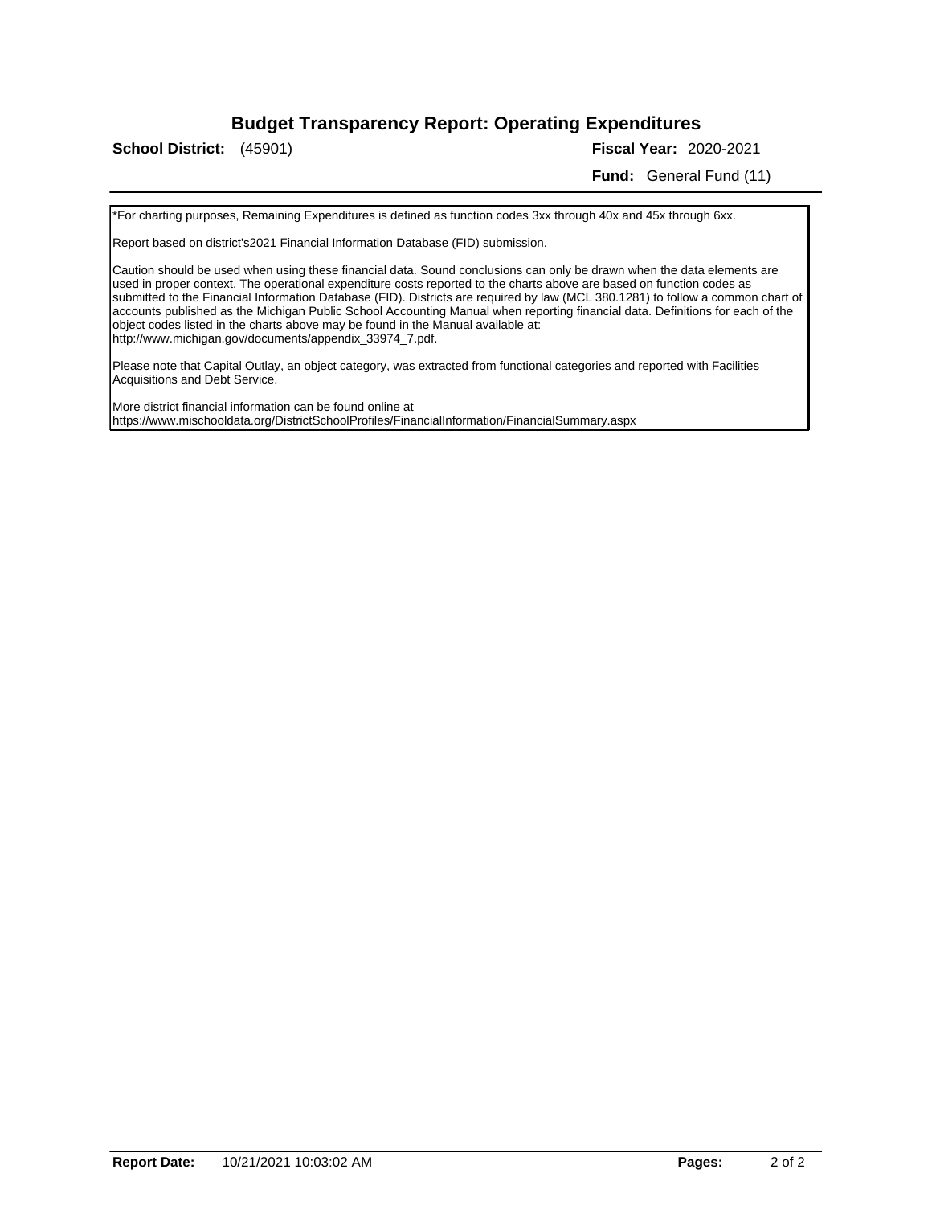# Budget Transparency Report: Operating Expenditures

**School District:** (45901)

**Fiscal Year:** 2020-2021

**Fund:** General Fund (11)

*For charting purposes, Remaining Expenditures is defined as function codes 3xx through 40x and 45x through 6xx.

Report based on district's2021 Financial Information Database (FID) submission.

Caution should be used when using these financial data. Sound conclusions can only be drawn when the data elements are used in proper context. The operational expenditure costs reported to the charts above are based on function codes as submitted to the Financial Information Database (FID). Districts are required by law (MCL 380.1281) to follow a common chart of accounts published as the Michigan Public School Accounting Manual when reporting financial data. Definitions for each of the object codes listed in the charts above may be found in the Manual available at: http://www.michigan.gov/documents/appendix_33974_7.pdf.

Please note that Capital Outlay, an object category, was extracted from functional categories and reported with Facilities Acquisitions and Debt Service.

More district financial information can be found online at https://www.mischooldata.org/DistrictSchoolProfiles/FinancialInformation/FinancialSummary.aspx

**Report Date:** 10/21/2021 10:03:02 AM